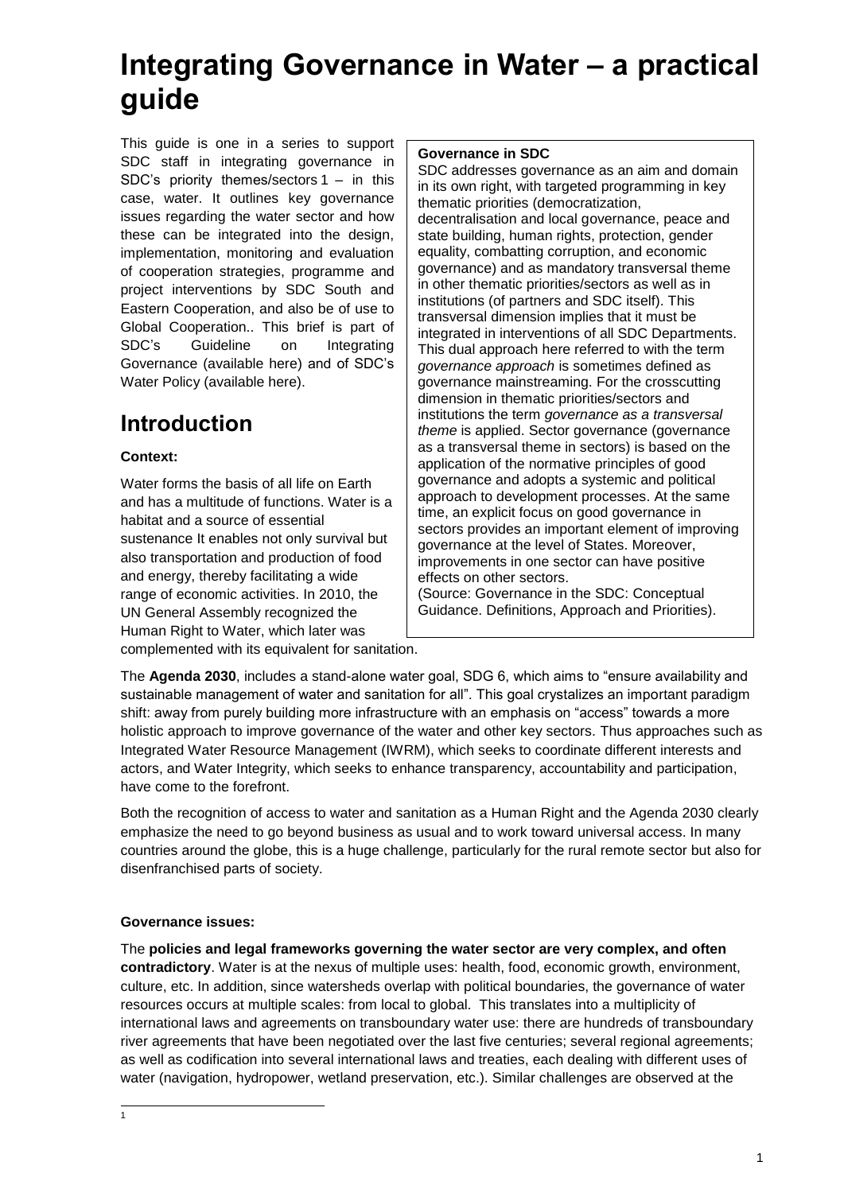# Integrating Governance in Water – a practical guide

This guide is one in a series to support SDC staff in integrating governance in SDC's priority themes/sectors [1] – in this case, water. It outlines key governance issues regarding the water sector and how these can be integrated into the design, implementation, monitoring and evaluation of cooperation strategies, programme and project interventions by SDC South and Eastern Cooperation, and also be of use to Global Cooperation.. This brief is part of SDC's Guideline on Integrating Governance (available here) and of SDC's Water Policy (available here).

> **Governance in SDC**
>
> SDC addresses governance as an aim and domain in its own right, with targeted programming in key thematic priorities (democratization, decentralisation and local governance, peace and state building, human rights, protection, gender equality, combatting corruption, and economic governance) and as mandatory transversal theme in other thematic priorities/sectors as well as in institutions (of partners and SDC itself). This transversal dimension implies that it must be integrated in interventions of all SDC Departments. This dual approach here referred to with the term *governance approach* is sometimes defined as governance mainstreaming. For the crosscutting dimension in thematic priorities/sectors and institutions the term *governance as a transversal theme* is applied. Sector governance (governance as a transversal theme in sectors) is based on the application of the normative principles of good governance and adopts a systemic and political approach to development processes. At the same time, an explicit focus on good governance in sectors provides an important element of improving governance at the level of States. Moreover, improvements in one sector can have positive effects on other sectors.
>
> (Source: Governance in the SDC: Conceptual Guidance. Definitions, Approach and Priorities).

## Introduction

**Context:**

Water forms the basis of all life on Earth and has a multitude of functions. Water is a habitat and a source of essential sustenance It enables not only survival but also transportation and production of food and energy, thereby facilitating a wide range of economic activities. In 2010, the UN General Assembly recognized the Human Right to Water, which later was complemented with its equivalent for sanitation.

The **Agenda 2030**, includes a stand-alone water goal, SDG 6, which aims to "ensure availability and sustainable management of water and sanitation for all". This goal crystalizes an important paradigm shift: away from purely building more infrastructure with an emphasis on "access" towards a more holistic approach to improve governance of the water and other key sectors. Thus approaches such as Integrated Water Resource Management (IWRM), which seeks to coordinate different interests and actors, and Water Integrity, which seeks to enhance transparency, accountability and participation, have come to the forefront.

Both the recognition of access to water and sanitation as a Human Right and the Agenda 2030 clearly emphasize the need to go beyond business as usual and to work toward universal access. In many countries around the globe, this is a huge challenge, particularly for the rural remote sector but also for disenfranchised parts of society.

**Governance issues:**

The **policies and legal frameworks governing the water sector are very complex, and often contradictory**. Water is at the nexus of multiple uses: health, food, economic growth, environment, culture, etc. In addition, since watersheds overlap with political boundaries, the governance of water resources occurs at multiple scales: from local to global. This translates in a multiplicity of international laws and agreements on transboundary water use: there are hundreds of transboundary river agreements that have been negotiated over the last five centuries; several regional agreements; as well as codification into several international laws and treaties, each dealing with different uses of water (navigation, hydropower, wetland preservation, etc.). Similar challenges are observed at the

[1]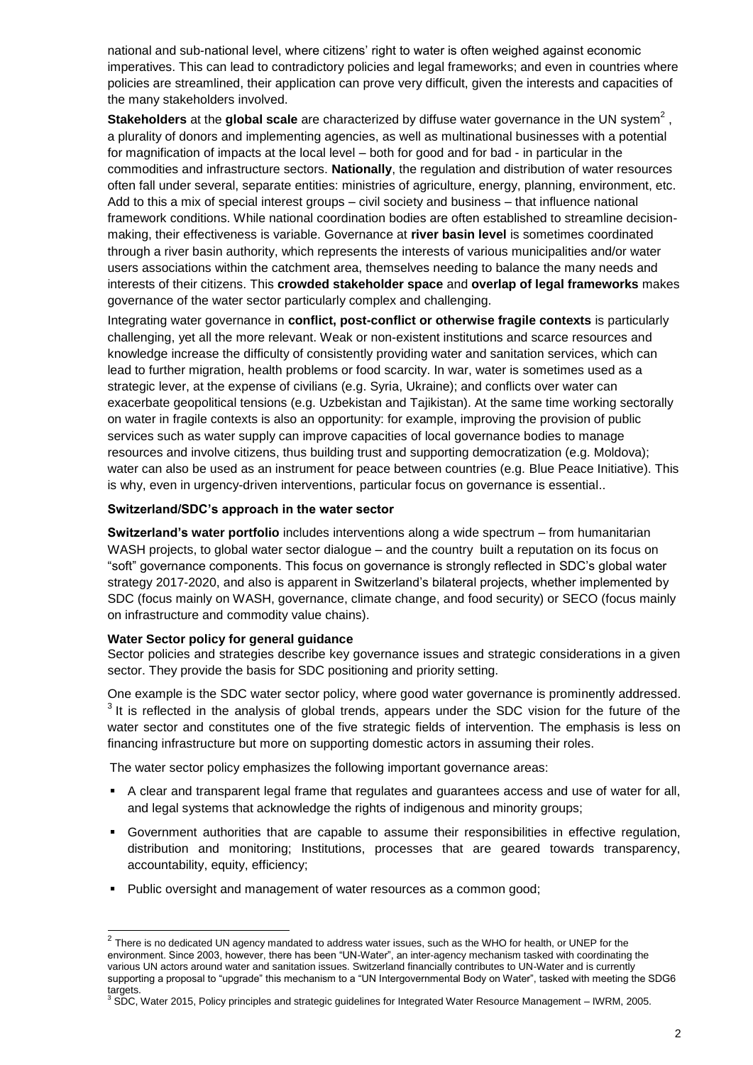national and sub-national level, where citizens' right to water is often weighed against economic imperatives. This can lead to contradictory policies and legal frameworks; and even in countries where policies are streamlined, their application can prove very difficult, given the interests and capacities of the many stakeholders involved.

**Stakeholders** at the **global scale** are characterized by diffuse water governance in the UN system[2], a plurality of donors and implementing agencies, as well as multinational businesses with a potential for magnification of impacts at the local level – both for good and for bad - in particular in the commodities and infrastructure sectors. **Nationally**, the regulation and distribution of water resources often fall under several, separate entities: ministries of agriculture, energy, planning, environment, etc. Add to this a mix of special interest groups – civil society and business – that influence national framework conditions. While national coordination bodies are often established to streamline decision-making, their effectiveness is variable. Governance at **river basin level** is sometimes coordinated through a river basin authority, which represents the interests of various municipalities and/or water users associations within the catchment area, themselves needing to balance the many needs and interests of their citizens. This **crowded stakeholder space** and **overlap of legal frameworks** makes governance of the water sector particularly complex and challenging.

Integrating water governance in **conflict, post-conflict or otherwise fragile contexts** is particularly challenging, yet all the more relevant. Weak or non-existent institutions and scarce resources and knowledge increase the difficulty of consistently providing water and sanitation services, which can lead to further migration, health problems or food scarcity. In war, water is sometimes used as a strategic lever, at the expense of civilians (e.g. Syria, Ukraine); and conflicts over water can exacerbate geopolitical tensions (e.g. Uzbekistan and Tajikistan). At the same time working sectorally on water in fragile contexts is also an opportunity: for example, improving the provision of public services such as water supply can improve capacities of local governance bodies to manage resources and involve citizens, thus building trust and supporting democratization (e.g. Moldova); water can also be used as an instrument for peace between countries (e.g. Blue Peace Initiative). This is why, even in urgency-driven interventions, particular focus on governance is essential..

#### Switzerland/SDC's approach in the water sector

**Switzerland's water portfolio** includes interventions along a wide spectrum – from humanitarian WASH projects, to global water sector dialogue – and the country built a reputation on its focus on "soft" governance components. This focus on governance is strongly reflected in SDC's global water strategy 2017-2020, and also is apparent in Switzerland's bilateral projects, whether implemented by SDC (focus mainly on WASH, governance, climate change, and food security) or SECO (focus mainly on infrastructure and commodity value chains).

#### Water Sector policy for general guidance

Sector policies and strategies describe key governance issues and strategic considerations in a given sector. They provide the basis for SDC positioning and priority setting.

One example is the SDC water sector policy, where good water governance is prominently addressed. [3] It is reflected in the analysis of global trends, appears under the SDC vision for the future of the water sector and constitutes one of the five strategic fields of intervention. The emphasis is less on financing infrastructure but more on supporting domestic actors in assuming their roles.

The water sector policy emphasizes the following important governance areas:

- A clear and transparent legal frame that regulates and guarantees access and use of water for all, and legal systems that acknowledge the rights of indigenous and minority groups;
- Government authorities that are capable to assume their responsibilities in effective regulation, distribution and monitoring; Institutions, processes that are geared towards transparency, accountability, equity, efficiency;
- Public oversight and management of water resources as a common good;

---

[2] There is no dedicated UN agency mandated to address water issues, such as the WHO for health, or UNEP for the environment. Since 2003, however, there has been "UN-Water", an inter-agency mechanism tasked with coordinating the various UN actors around water and sanitation issues. Switzerland financially contributes to UN-Water and is currently supporting a proposal to "upgrade" this mechanism to a "UN Intergovernmental Body on Water", tasked with meeting the SDG6 targets.

[3] SDC, Water 2015, Policy principles and strategic guidelines for Integrated Water Resource Management – IWRM, 2005.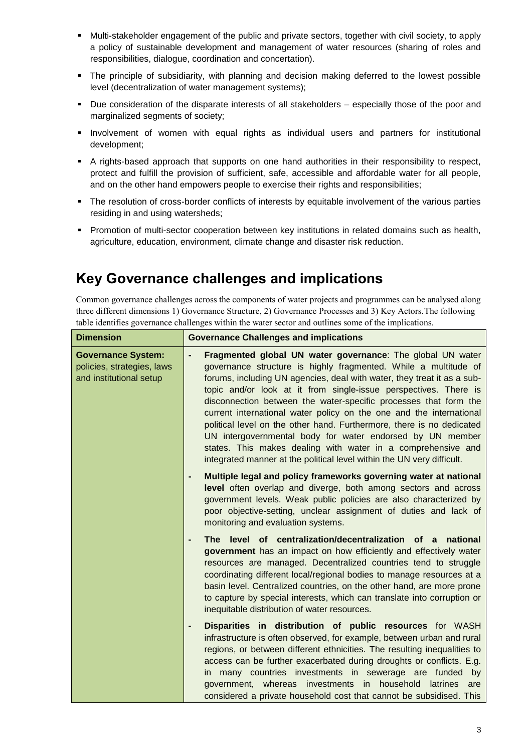- Multi-stakeholder engagement of the public and private sectors, together with civil society, to apply a policy of sustainable development and management of water resources (sharing of roles and responsibilities, dialogue, coordination and concertation).
- The principle of subsidiarity, with planning and decision making deferred to the lowest possible level (decentralization of water management systems);
- Due consideration of the disparate interests of all stakeholders – especially those of the poor and marginalized segments of society;
- Involvement of women with equal rights as individual users and partners for institutional development;
- A rights-based approach that supports on one hand authorities in their responsibility to respect, protect and fulfill the provision of sufficient, safe, accessible and affordable water for all people, and on the other hand empowers people to exercise their rights and responsibilities;
- The resolution of cross-border conflicts of interests by equitable involvement of the various parties residing in and using watersheds;
- Promotion of multi-sector cooperation between key institutions in related domains such as health, agriculture, education, environment, climate change and disaster risk reduction.

## Key Governance challenges and implications

Common governance challenges across the components of water projects and programmes can be analysed along three different dimensions 1) Governance Structure, 2) Governance Processes and 3) Key Actors.The following table identifies governance challenges within the water sector and outlines some of the implications.

| Dimension | Governance Challenges and implications |
|---|---|
| **Governance System:** policies, strategies, laws and institutional setup | - **Fragmented global UN water governance**: The global UN water governance structure is highly fragmented. While a multitude of forums, including UN agencies, deal with water, they treat it as a sub-topic and/or look at it from single-issue perspectives. There is disconnection between the water-specific processes that form the current international water policy on the one and the international political level on the other hand. Furthermore, there is no dedicated UN intergovernmental body for water endorsed by UN member states. This makes dealing with water in a comprehensive and integrated manner at the political level within the UN very difficult.<br><br>- **Multiple legal and policy frameworks governing water at national level** often overlap and diverge, both among sectors and across government levels. Weak public policies are also characterized by poor objective-setting, unclear assignment of duties and lack of monitoring and evaluation systems.<br><br>- **The level of centralization/decentralization of a national government** has an impact on how efficiently and effectively water resources are managed. Decentralized countries tend to struggle coordinating different local/regional bodies to manage resources at a basin level. Centralized countries, on the other hand, are more prone to capture by special interests, which can translate into corruption or inequitable distribution of water resources.<br><br>- **Disparities in distribution of public resources** for WASH infrastructure is often observed, for example, between urban and rural regions, or between different ethnicities. The resulting inequalities to access can be further exacerbated during droughts or conflicts. E.g. in many countries investments in sewerage are funded by government, whereas investments in household latrines are considered a private household cost that cannot be subsidised. This |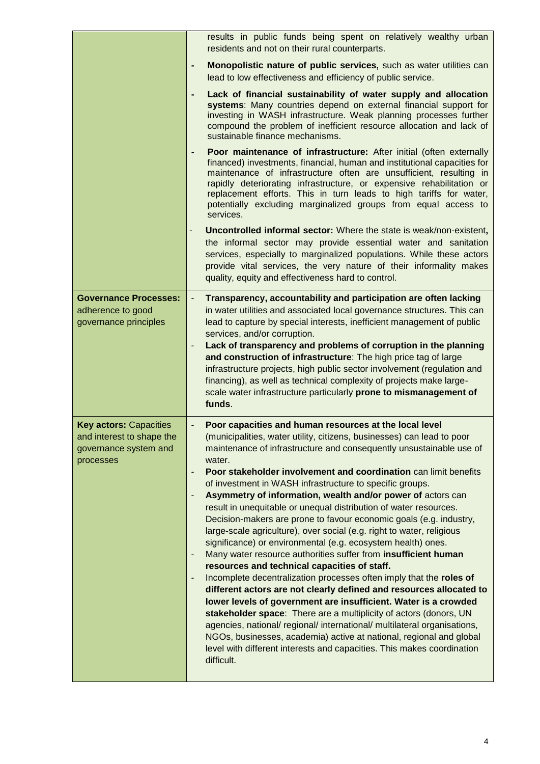| | |
|---|---|
| | results in public funds being spent on relatively wealthy urban residents and not on their rural counterparts.<br>- **Monopolistic nature of public services,** such as water utilities can lead to low effectiveness and efficiency of public service.<br>- **Lack of financial sustainability of water supply and allocation systems**: Many countries depend on external financial support for investing in WASH infrastructure. Weak planning processes further compound the problem of inefficient resource allocation and lack of sustainable finance mechanisms.<br>- **Poor maintenance of infrastructure:** After initial (often externally financed) investments, financial, human and institutional capacities for maintenance of infrastructure often are unsufficient, resulting in rapidly deteriorating infrastructure, or expensive rehabilitation or replacement efforts. This in turn leads to high tariffs for water, potentially excluding marginalized groups from equal access to services.<br>- **Uncontrolled informal sector:** Where the state is weak/non-existent**,** the informal sector may provide essential water and sanitation services, especially to marginalized populations. While these actors provide vital services, the very nature of their informality makes quality, equity and effectiveness hard to control. |
| **Governance Processes:** adherence to good governance principles | - **Transparency, accountability and participation are often lacking** in water utilities and associated local governance structures. This can lead to capture by special interests, inefficient management of public services, and/or corruption.<br>- **Lack of transparency and problems of corruption in the planning and construction of infrastructure**: The high price tag of large infrastructure projects, high public sector involvement (regulation and financing), as well as technical complexity of projects make large-scale water infrastructure particularly **prone to mismanagement of funds**. |
| **Key actors:** Capacities and interest to shape the governance system and processes | - **Poor capacities and human resources at the local level** (municipalities, water utility, citizens, businesses) can lead to poor maintenance of infrastructure and consequently unsustainable use of water.<br>- **Poor stakeholder involvement and coordination** can limit benefits of investment in WASH infrastructure to specific groups.<br>- **Asymmetry of information, wealth and/or power of** actors can result in unequitable or unequal distribution of water resources. Decision-makers are prone to favour economic goals (e.g. industry, large-scale agriculture), over social (e.g. right to water, religious significance) or environmental (e.g. ecosystem health) ones.<br>- Many water resource authorities suffer from **insufficient human resources and technical capacities of staff.**<br>- Incomplete decentralization processes often imply that the **roles of different actors are not clearly defined and resources allocated to lower levels of government are insufficient. Water is a crowded stakeholder space**: There are a multiplicity of actors (donors, UN agencies, national/ regional/ international/ multilateral organisations, NGOs, businesses, academia) active at national, regional and global level with different interests and capacities. This makes coordination difficult. |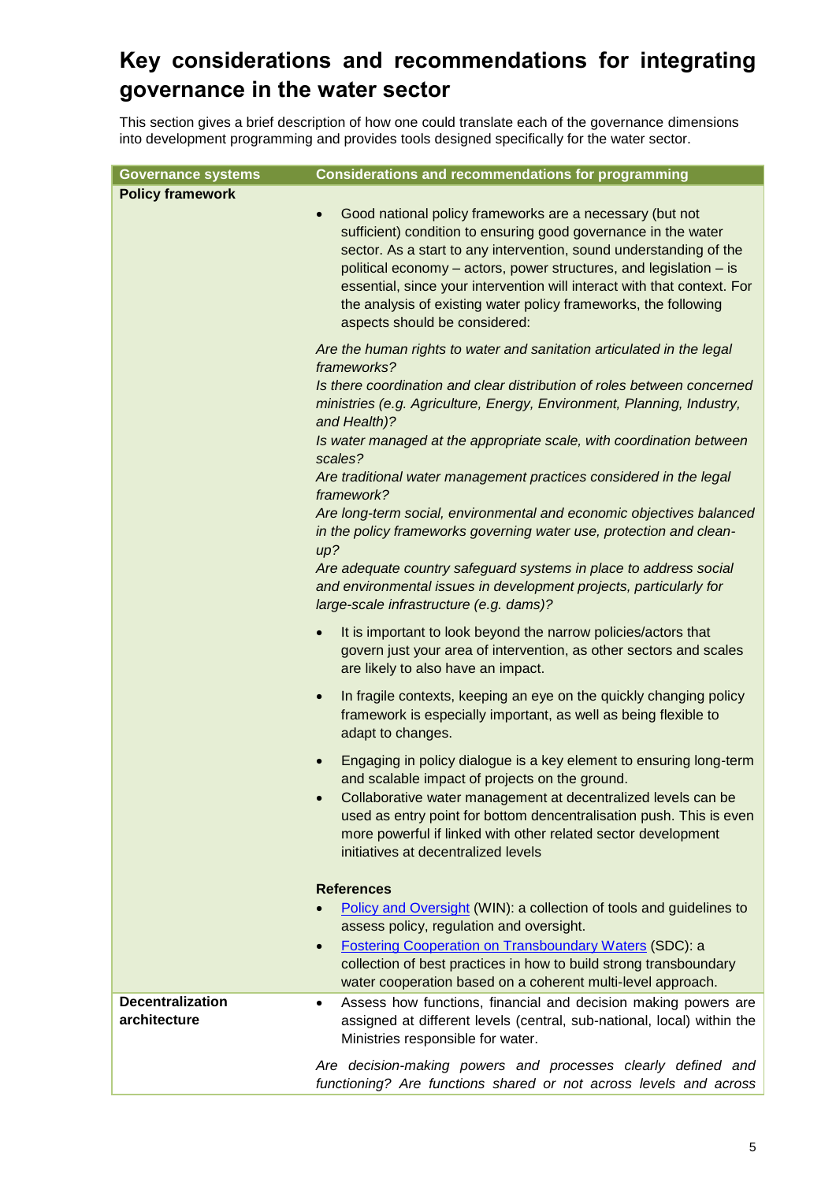# Key considerations and recommendations for integrating governance in the water sector

This section gives a brief description of how one could translate each of the governance dimensions into development programming and provides tools designed specifically for the water sector.

| Governance systems | Considerations and recommendations for programming |
|---|---|
| **Policy framework** | • Good national policy frameworks are a necessary (but not sufficient) condition to ensuring good governance in the water sector. As a start to any intervention, sound understanding of the political economy – actors, power structures, and legislation – is essential, since your intervention will interact with that context. For the analysis of existing water policy frameworks, the following aspects should be considered:<br><br>*Are the human rights to water and sanitation articulated in the legal frameworks?*<br>*Is there coordination and clear distribution of roles between concerned ministries (e.g. Agriculture, Energy, Environment, Planning, Industry, and Health)?*<br>*Is water managed at the appropriate scale, with coordination between scales?*<br>*Are traditional water management practices considered in the legal framework?*<br>*Are long-term social, environmental and economic objectives balanced in the policy frameworks governing water use, protection and clean-up?*<br>*Are adequate country safeguard systems in place to address social and environmental issues in development projects, particularly for large-scale infrastructure (e.g. dams)?*<br><br>• It is important to look beyond the narrow policies/actors that govern just your area of intervention, as other sectors and scales are likely to also have an impact.<br><br>• In fragile contexts, keeping an eye on the quickly changing policy framework is especially important, as well as being flexible to adapt to changes.<br><br>• Engaging in policy dialogue is a key element to ensuring long-term and scalable impact of projects on the ground.<br>• Collaborative water management at decentralized levels can be used as entry point for bottom dencentralisation push. This is even more powerful if linked with other related sector development initiatives at decentralized levels<br><br>**References**<br>• Policy and Oversight (WIN): a collection of tools and guidelines to assess policy, regulation and oversight.<br>• Fostering Cooperation on Transboundary Waters (SDC): a collection of best practices in how to build strong transboundary water cooperation based on a coherent multi-level approach. |
| **Decentralization architecture** | • Assess how functions, financial and decision making powers are assigned at different levels (central, sub-national, local) within the Ministries responsible for water.<br><br>*Are decision-making powers and processes clearly defined and functioning? Are functions shared or not across levels and across* |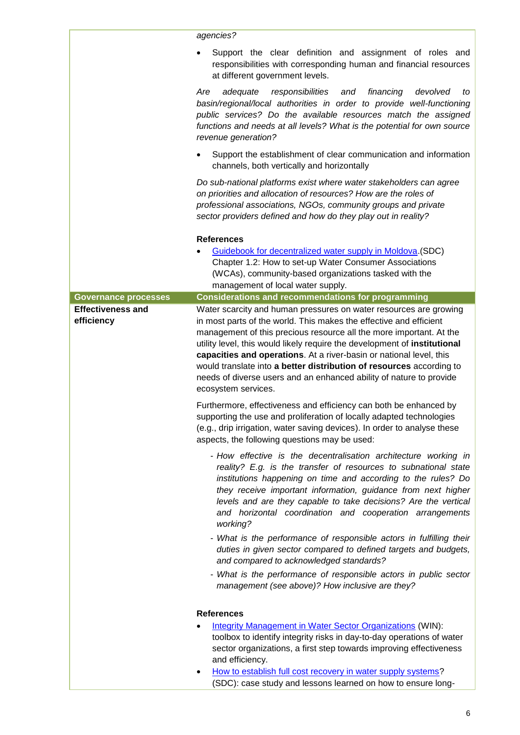| | |
|---|---|
| | *agencies?*<br><br>• Support the clear definition and assignment of roles and responsibilities with corresponding human and financial resources at different government levels.<br><br>*Are adequate responsibilities and financing devolved to basin/regional/local authorities in order to provide well-functioning public services? Do the available resources match the assigned functions and needs at all levels? What is the potential for own source revenue generation?*<br><br>• Support the establishment of clear communication and information channels, both vertically and horizontally<br><br>*Do sub-national platforms exist where water stakeholders can agree on priorities and allocation of resources? How are the roles of professional associations, NGOs, community groups and private sector providers defined and how do they play out in reality?*<br><br>**References**<br><br>• Guidebook for decentralized water supply in Moldova.(SDC) Chapter 1.2: How to set-up Water Consumer Associations (WCAs), community-based organizations tasked with the management of local water supply. |
| **Governance processes** | **Considerations and recommendations for programming** |
| **Effectiveness and efficiency** | Water scarcity and human pressures on water resources are growing in most parts of the world. This makes the effective and efficient management of this precious resource all the more important. At the utility level, this would likely require the development of **institutional capacities and operations**. At a river-basin or national level, this would translate into **a better distribution of resources** according to needs of diverse users and an enhanced ability of nature to provide ecosystem services.<br><br>Furthermore, effectiveness and efficiency can both be enhanced by supporting the use and proliferation of locally adapted technologies (e.g., drip irrigation, water saving devices). In order to analyse these aspects, the following questions may be used:<br><br>- *How effective is the decentralisation architecture working in reality? E.g. is the transfer of resources to subnational state institutions happening on time and according to the rules? Do they receive important information, guidance from next higher levels and are they capable to take decisions? Are the vertical and horizontal coordination and cooperation arrangements working?*<br>- *What is the performance of responsible actors in fulfilling their duties in given sector compared to defined targets and budgets, and compared to acknowledged standards?*<br>- *What is the performance of responsible actors in public sector management (see above)? How inclusive are they?*<br><br>**References**<br><br>• Integrity Management in Water Sector Organizations (WIN): toolbox to identify integrity risks in day-to-day operations of water sector organizations, a first step towards improving effectiveness and efficiency.<br>• How to establish full cost recovery in water supply systems? (SDC): case study and lessons learned on how to ensure long- |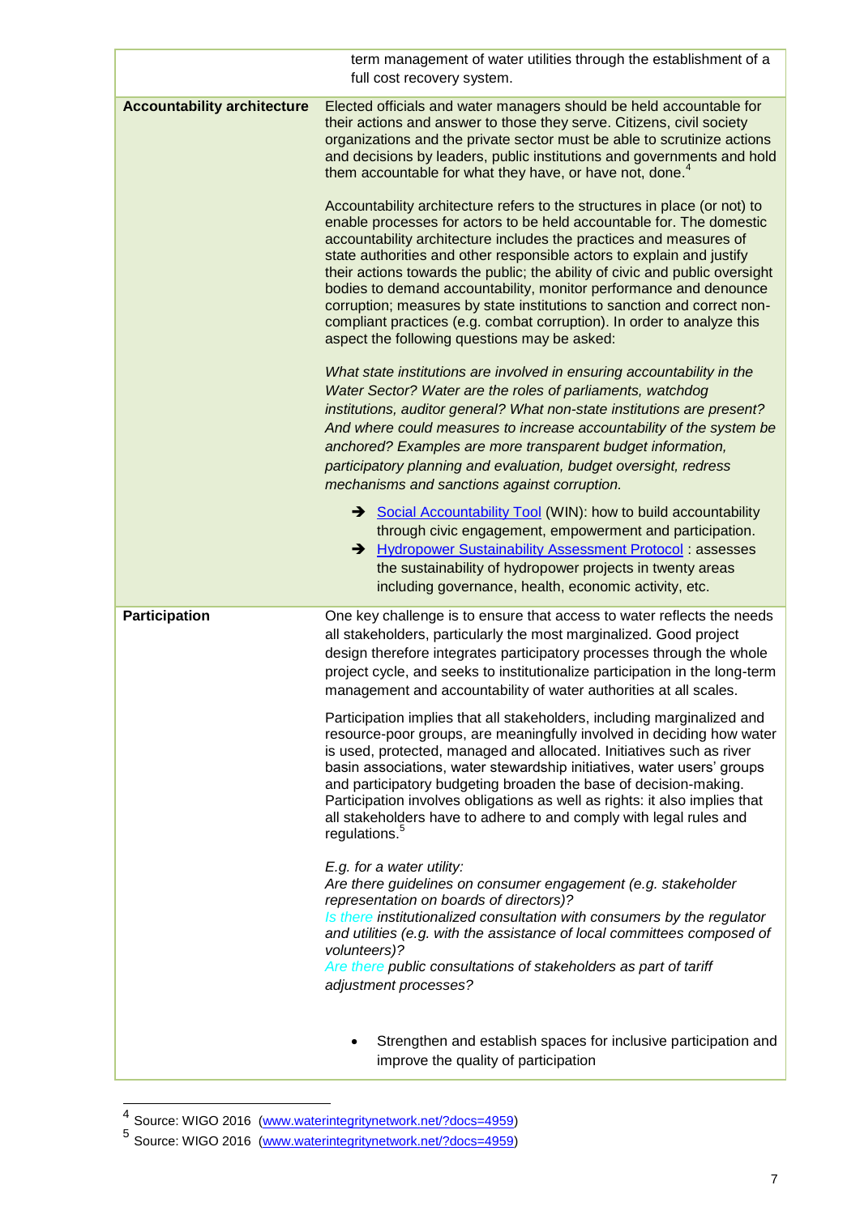| | |
|---|---|
| | term management of water utilities through the establishment of a full cost recovery system. |
| **Accountability architecture** | Elected officials and water managers should be held accountable for their actions and answer to those they serve. Citizens, civil society organizations and the private sector must be able to scrutinize actions and decisions by leaders, public institutions and governments and hold them accountable for what they have, or have not, done.[4]<br><br>Accountability architecture refers to the structures in place (or not) to enable processes for actors to be held accountable for. The domestic accountability architecture includes the practices and measures of state authorities and other responsible actors to explain and justify their actions towards the public; the ability of civic and public oversight bodies to demand accountability, monitor performance and denounce corruption; measures by state institutions to sanction and correct non-compliant practices (e.g. combat corruption). In order to analyze this aspect the following questions may be asked:<br><br>*What state institutions are involved in ensuring accountability in the Water Sector? Water are the roles of parliaments, watchdog institutions, auditor general? What non-state institutions are present? And where could measures to increase accountability of the system be anchored? Examples are more transparent budget information, participatory planning and evaluation, budget oversight, redress mechanisms and sanctions against corruption.*<br><br>➔ Social Accountability Tool (WIN): how to build accountability through civic engagement, empowerment and participation.<br>➔ Hydropower Sustainability Assessment Protocol : assesses the sustainability of hydropower projects in twenty areas including governance, health, economic activity, etc. |
| **Participation** | One key challenge is to ensure that access to water reflects the needs all stakeholders, particularly the most marginalized. Good project design therefore integrates participatory processes through the whole project cycle, and seeks to institutionalize participation in the long-term management and accountability of water authorities at all scales.<br><br>Participation implies that all stakeholders, including marginalized and resource-poor groups, are meaningfully involved in deciding how water is used, protected, managed and allocated. Initiatives such as river basin associations, water stewardship initiatives, water users' groups and participatory budgeting broaden the base of decision-making. Participation involves obligations as well as rights: it also implies that all stakeholders have to adhere to and comply with legal rules and regulations.[5]<br><br>*E.g. for a water utility:*<br>*Are there guidelines on consumer engagement (e.g. stakeholder representation on boards of directors)?*<br>*Is there institutionalized consultation with consumers by the regulator and utilities (e.g. with the assistance of local committees composed of volunteers)?*<br>*Are there public consultations of stakeholders as part of tariff adjustment processes?*<br><br>• Strengthen and establish spaces for inclusive participation and improve the quality of participation |

[4] Source: WIGO 2016 (www.waterintegritynetwork.net/?docs=4959)

[5] Source: WIGO 2016 (www.waterintegritynetwork.net/?docs=4959)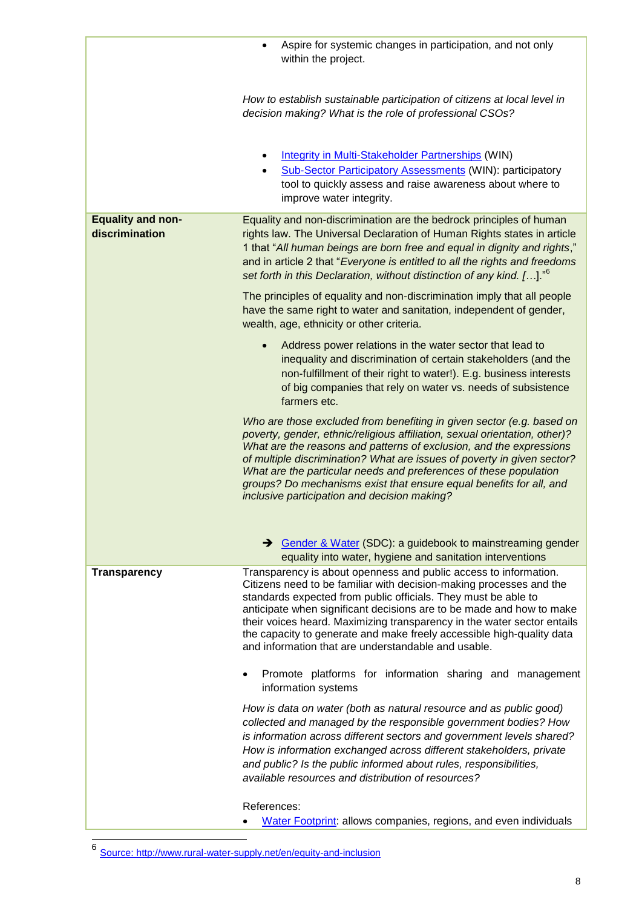| | |
|---|---|
| | • Aspire for systemic changes in participation, and not only within the project.<br><br>*How to establish sustainable participation of citizens at local level in decision making? What is the role of professional CSOs?*<br><br>• Integrity in Multi-Stakeholder Partnerships (WIN)<br>• Sub-Sector Participatory Assessments (WIN): participatory tool to quickly assess and raise awareness about where to improve water integrity. |
| **Equality and non-discrimination** | Equality and non-discrimination are the bedrock principles of human rights law. The Universal Declaration of Human Rights states in article 1 that "*All human beings are born free and equal in dignity and rights*," and in article 2 that "*Everyone is entitled to all the rights and freedoms set forth in this Declaration, without distinction of any kind. […*]."[6]<br><br>The principles of equality and non-discrimination imply that all people have the same right to water and sanitation, independent of gender, wealth, age, ethnicity or other criteria.<br><br>• Address power relations in the water sector that lead to inequality and discrimination of certain stakeholders (and the non-fulfillment of their right to water!). E.g. business interests of big companies that rely on water vs. needs of subsistence farmers etc.<br><br>*Who are those excluded from benefiting in given sector (e.g. based on poverty, gender, ethnic/religious affiliation, sexual orientation, other)? What are the reasons and patterns of exclusion, and the expressions of multiple discrimination? What are issues of poverty in given sector? What are the particular needs and preferences of these population groups? Do mechanisms exist that ensure equal benefits for all, and inclusive participation and decision making?*<br><br>➔ Gender & Water (SDC): a guidebook to mainstreaming gender equality into water, hygiene and sanitation interventions |
| **Transparency** | Transparency is about openness and public access to information. Citizens need to be familiar with decision-making processes and the standards expected from public officials. They must be able to anticipate when significant decisions are to be made and how to make their voices heard. Maximizing transparency in the water sector entails the capacity to generate and make freely accessible high-quality data and information that are understandable and usable.<br><br>• Promote platforms for information sharing and management information systems<br><br>*How is data on water (both as natural resource and as public good) collected and managed by the responsible government bodies? How is information across different sectors and government levels shared? How is information exchanged across different stakeholders, private and public? Is the public informed about rules, responsibilities, available resources and distribution of resources?*<br><br>References:<br>• Water Footprint: allows companies, regions, and even individuals |

[6] Source: http://www.rural-water-supply.net/en/equity-and-inclusion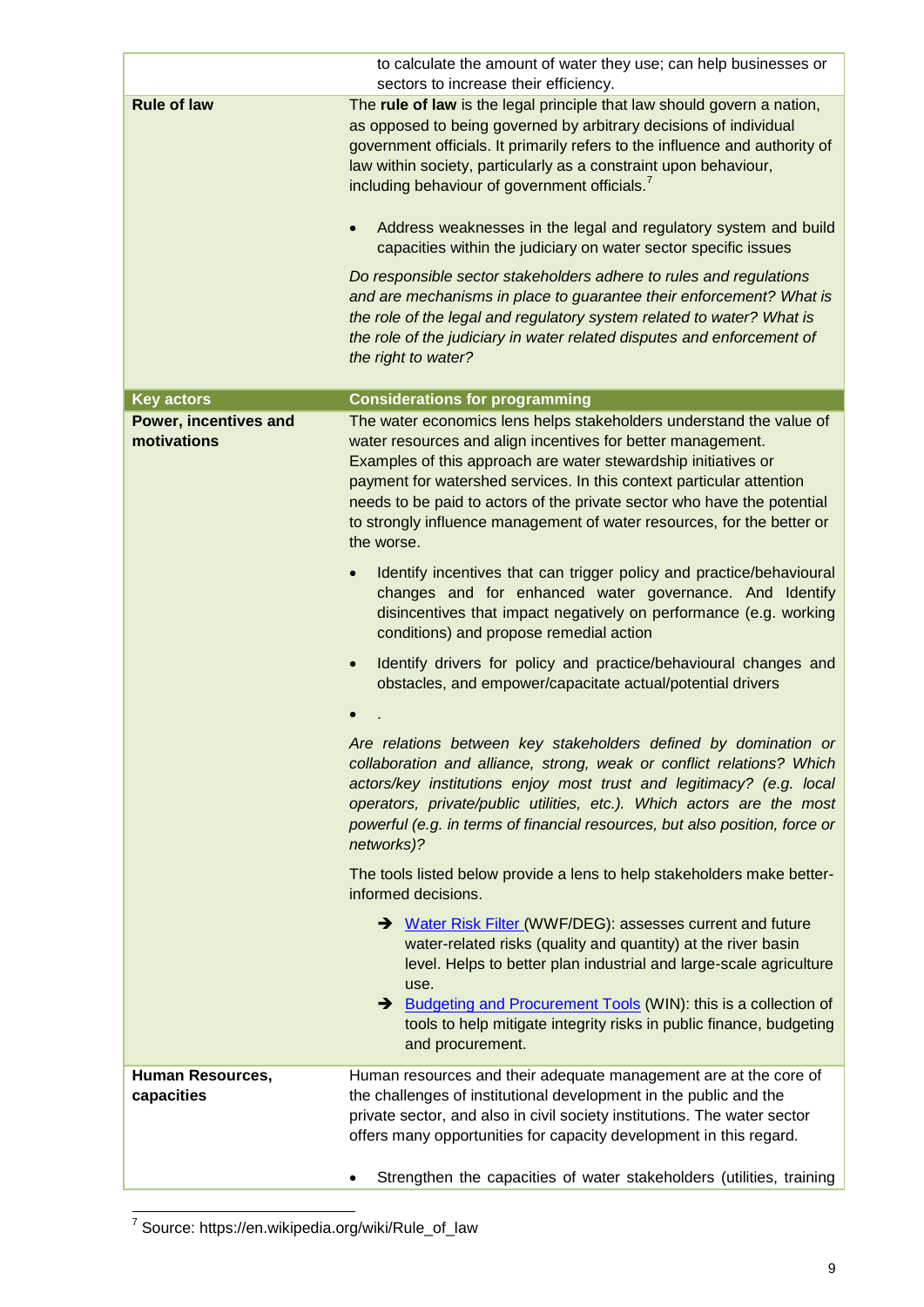| | |
|---|---|
| | to calculate the amount of water they use; can help businesses or sectors to increase their efficiency. |
| **Rule of law** | The **rule of law** is the legal principle that law should govern a nation, as opposed to being governed by arbitrary decisions of individual government officials. It primarily refers to the influence and authority of law within society, particularly as a constraint upon behaviour, including behaviour of government officials.[7]<br><br>• Address weaknesses in the legal and regulatory system and build capacities within the judiciary on water sector specific issues<br><br>*Do responsible sector stakeholders adhere to rules and regulations and are mechanisms in place to guarantee their enforcement? What is the role of the legal and regulatory system related to water? What is the role of the judiciary in water related disputes and enforcement of the right to water?* |
| **Key actors** | **Considerations for programming** |
| **Power, incentives and motivations** | The water economics lens helps stakeholders understand the value of water resources and align incentives for better management. Examples of this approach are water stewardship initiatives or payment for watershed services. In this context particular attention needs to be paid to actors of the private sector who have the potential to strongly influence management of water resources, for the better or the worse.<br><br>• Identify incentives that can trigger policy and practice/behavioural changes and for enhanced water governance. And Identify disincentives that impact negatively on performance (e.g. working conditions) and propose remedial action<br><br>• Identify drivers for policy and practice/behavioural changes and obstacles, and empower/capacitate actual/potential drivers<br><br>• .<br><br>*Are relations between key stakeholders defined by domination or collaboration and alliance, strong, weak or conflict relations? Which actors/key institutions enjoy most trust and legitimacy? (e.g. local operators, private/public utilities, etc.). Which actors are the most powerful (e.g. in terms of financial resources, but also position, force or networks)?*<br><br>The tools listed below provide a lens to help stakeholders make better-informed decisions.<br><br>➔ [Water Risk Filter](#) (WWF/DEG): assesses current and future water-related risks (quality and quantity) at the river basin level. Helps to better plan industrial and large-scale agriculture use.<br>➔ [Budgeting and Procurement Tools](#) (WIN): this is a collection of tools to help mitigate integrity risks in public finance, budgeting and procurement. |
| **Human Resources, capacities** | Human resources and their adequate management are at the core of the challenges of institutional development in the public and the private sector, and also in civil society institutions. The water sector offers many opportunities for capacity development in this regard.<br><br>• Strengthen the capacities of water stakeholders (utilities, training |

[7] Source: https://en.wikipedia.org/wiki/Rule_of_law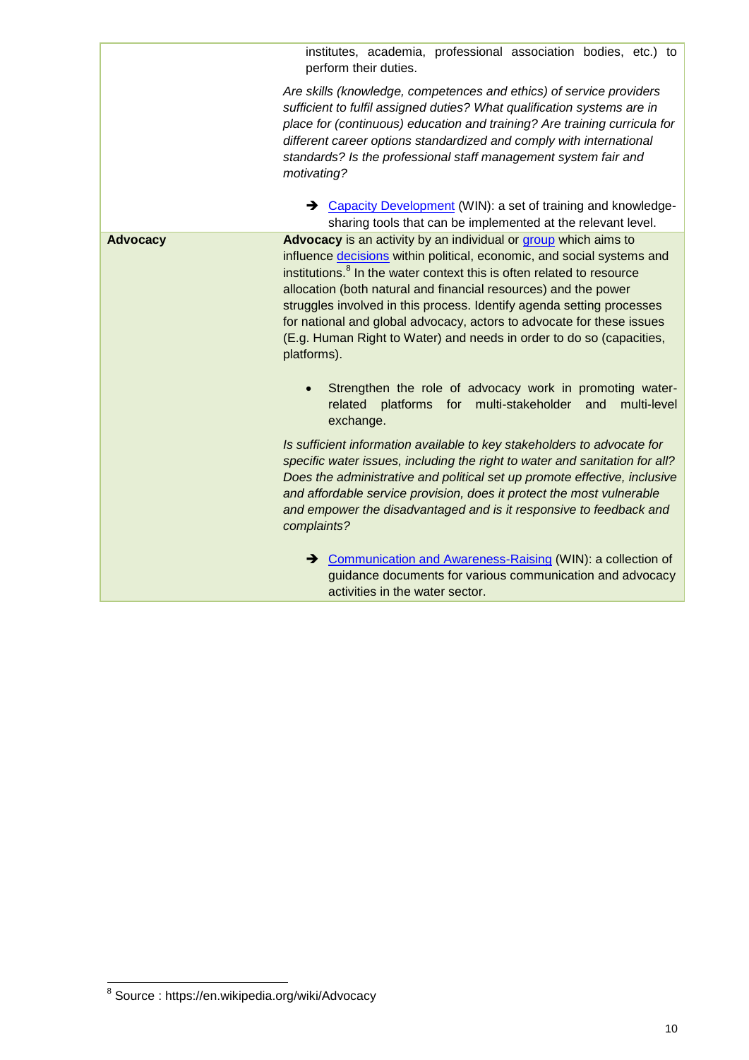| | |
|---|---|
| | institutes, academia, professional association bodies, etc.) to perform their duties.<br><br>*Are skills (knowledge, competences and ethics) of service providers sufficient to fulfil assigned duties? What qualification systems are in place for (continuous) education and training? Are training curricula for different career options standardized and comply with international standards? Is the professional staff management system fair and motivating?*<br><br>➔ Capacity Development (WIN): a set of training and knowledge-sharing tools that can be implemented at the relevant level. |
| **Advocacy** | **Advocacy** is an activity by an individual or group which aims to influence decisions within political, economic, and social systems and institutions.[8] In the water context this is often related to resource allocation (both natural and financial resources) and the power struggles involved in this process. Identify agenda setting processes for national and global advocacy, actors to advocate for these issues (E.g. Human Right to Water) and needs in order to do so (capacities, platforms).<br><br>• Strengthen the role of advocacy work in promoting water-related platforms for multi-stakeholder and multi-level exchange.<br><br>*Is sufficient information available to key stakeholders to advocate for specific water issues, including the right to water and sanitation for all? Does the administrative and political set up promote effective, inclusive and affordable service provision, does it protect the most vulnerable and empower the disadvantaged and is it responsive to feedback and complaints?*<br><br>➔ Communication and Awareness-Raising (WIN): a collection of guidance documents for various communication and advocacy activities in the water sector. |

[8] Source : https://en.wikipedia.org/wiki/Advocacy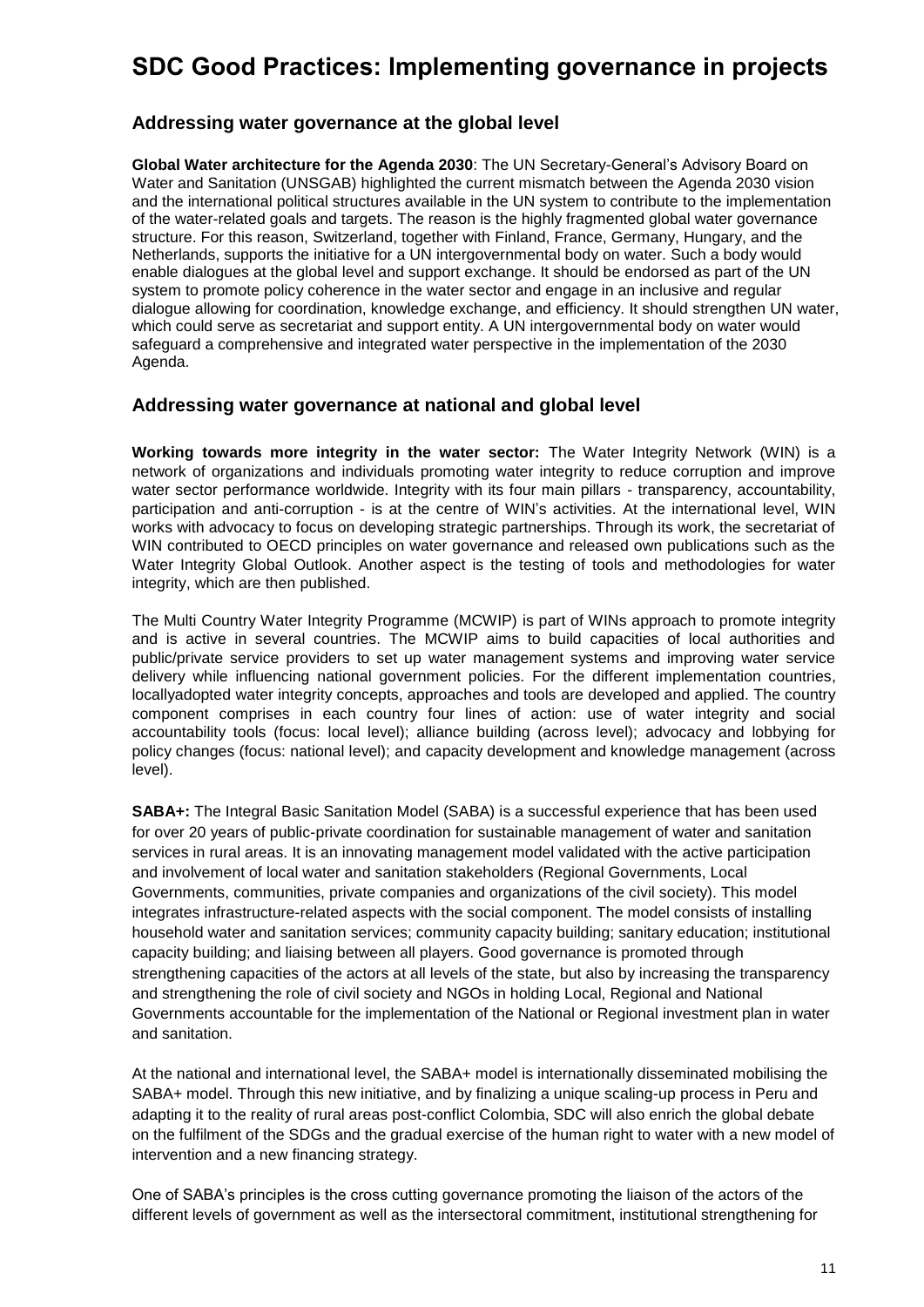# SDC Good Practices: Implementing governance in projects

## Addressing water governance at the global level

**Global Water architecture for the Agenda 2030**: The UN Secretary-General's Advisory Board on Water and Sanitation (UNSGAB) highlighted the current mismatch between the Agenda 2030 vision and the international political structures available in the UN system to contribute to the implementation of the water-related goals and targets. The reason is the highly fragmented global water governance structure. For this reason, Switzerland, together with Finland, France, Germany, Hungary, and the Netherlands, supports the initiative for a UN intergovernmental body on water. Such a body would enable dialogues at the global level and support exchange. It should be endorsed as part of the UN system to promote policy coherence in the water sector and engage in an inclusive and regular dialogue allowing for coordination, knowledge exchange, and efficiency. It should strengthen UN water, which could serve as secretariat and support entity. A UN intergovernmental body on water would safeguard a comprehensive and integrated water perspective in the implementation of the 2030 Agenda.

## Addressing water governance at national and global level

**Working towards more integrity in the water sector:** The Water Integrity Network (WIN) is a network of organizations and individuals promoting water integrity to reduce corruption and improve water sector performance worldwide. Integrity with its four main pillars - transparency, accountability, participation and anti-corruption - is at the centre of WIN's activities. At the international level, WIN works with advocacy to focus on developing strategic partnerships. Through its work, the secretariat of WIN contributed to OECD principles on water governance and released own publications such as the Water Integrity Global Outlook. Another aspect is the testing of tools and methodologies for water integrity, which are then published.

The Multi Country Water Integrity Programme (MCWIP) is part of WINs approach to promote integrity and is active in several countries. The MCWIP aims to build capacities of local authorities and public/private service providers to set up water management systems and improving water service delivery while influencing national government policies. For the different implementation countries, locallyadopted water integrity concepts, approaches and tools are developed and applied. The country component comprises in each country four lines of action: use of water integrity and social accountability tools (focus: local level); alliance building (across level); advocacy and lobbying for policy changes (focus: national level); and capacity development and knowledge management (across level).

**SABA+:** The Integral Basic Sanitation Model (SABA) is a successful experience that has been used for over 20 years of public-private coordination for sustainable management of water and sanitation services in rural areas. It is an innovating management model validated with the active participation and involvement of local water and sanitation stakeholders (Regional Governments, Local Governments, communities, private companies and organizations of the civil society). This model integrates infrastructure-related aspects with the social component. The model consists of installing household water and sanitation services; community capacity building; sanitary education; institutional capacity building; and liaising between all players. Good governance is promoted through strengthening capacities of the actors at all levels of the state, but also by increasing the transparency and strengthening the role of civil society and NGOs in holding Local, Regional and National Governments accountable for the implementation of the National or Regional investment plan in water and sanitation.

At the national and international level, the SABA+ model is internationally disseminated mobilising the SABA+ model. Through this new initiative, and by finalizing a unique scaling-up process in Peru and adapting it to the reality of rural areas post-conflict Colombia, SDC will also enrich the global debate on the fulfilment of the SDGs and the gradual exercise of the human right to water with a new model of intervention and a new financing strategy.

One of SABA's principles is the cross cutting governance promoting the liaison of the actors of the different levels of government as well as the intersectoral commitment, institutional strengthening for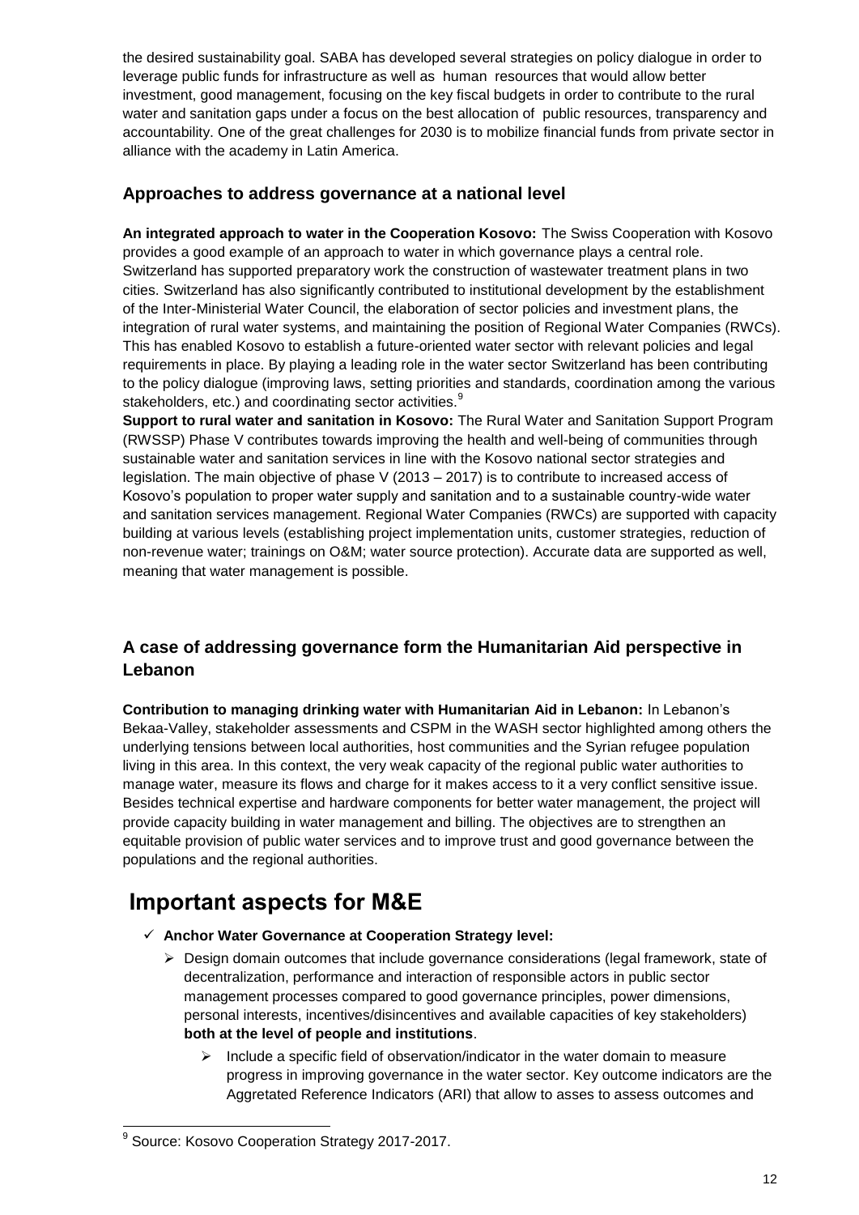the desired sustainability goal. SABA has developed several strategies on policy dialogue in order to leverage public funds for infrastructure as well as human resources that would allow better investment, good management, focusing on the key fiscal budgets in order to contribute to the rural water and sanitation gaps under a focus on the best allocation of public resources, transparency and accountability. One of the great challenges for 2030 is to mobilize financial funds from private sector in alliance with the academy in Latin America.

### Approaches to address governance at a national level

**An integrated approach to water in the Cooperation Kosovo:** The Swiss Cooperation with Kosovo provides a good example of an approach to water in which governance plays a central role. Switzerland has supported preparatory work the construction of wastewater treatment plans in two cities. Switzerland has also significantly contributed to institutional development by the establishment of the Inter-Ministerial Water Council, the elaboration of sector policies and investment plans, the integration of rural water systems, and maintaining the position of Regional Water Companies (RWCs). This has enabled Kosovo to establish a future-oriented water sector with relevant policies and legal requirements in place. By playing a leading role in the water sector Switzerland has been contributing to the policy dialogue (improving laws, setting priorities and standards, coordination among the various stakeholders, etc.) and coordinating sector activities.[9]

**Support to rural water and sanitation in Kosovo:** The Rural Water and Sanitation Support Program (RWSSP) Phase V contributes towards improving the health and well-being of communities through sustainable water and sanitation services in line with the Kosovo national sector strategies and legislation. The main objective of phase V (2013 – 2017) is to contribute to increased access of Kosovo's population to proper water supply and sanitation and to a sustainable country-wide water and sanitation services management. Regional Water Companies (RWCs) are supported with capacity building at various levels (establishing project implementation units, customer strategies, reduction of non-revenue water; trainings on O&M; water source protection). Accurate data are supported as well, meaning that water management is possible.

### A case of addressing governance form the Humanitarian Aid perspective in Lebanon

**Contribution to managing drinking water with Humanitarian Aid in Lebanon:** In Lebanon's Bekaa-Valley, stakeholder assessments and CSPM in the WASH sector highlighted among others the underlying tensions between local authorities, host communities and the Syrian refugee population living in this area. In this context, the very weak capacity of the regional public water authorities to manage water, measure its flows and charge for it makes access to it a very conflict sensitive issue. Besides technical expertise and hardware components for better water management, the project will provide capacity building in water management and billing. The objectives are to strengthen an equitable provision of public water services and to improve trust and good governance between the populations and the regional authorities.

## Important aspects for M&E

- ✓ **Anchor Water Governance at Cooperation Strategy level:**
  - ➢ Design domain outcomes that include governance considerations (legal framework, state of decentralization, performance and interaction of responsible actors in public sector management processes compared to good governance principles, power dimensions, personal interests, incentives/disincentives and available capacities of key stakeholders) **both at the level of people and institutions**.
    - ➢ Include a specific field of observation/indicator in the water domain to measure progress in improving governance in the water sector. Key outcome indicators are the Aggretated Reference Indicators (ARI) that allow to asses to assess outcomes and

[9] Source: Kosovo Cooperation Strategy 2017-2017.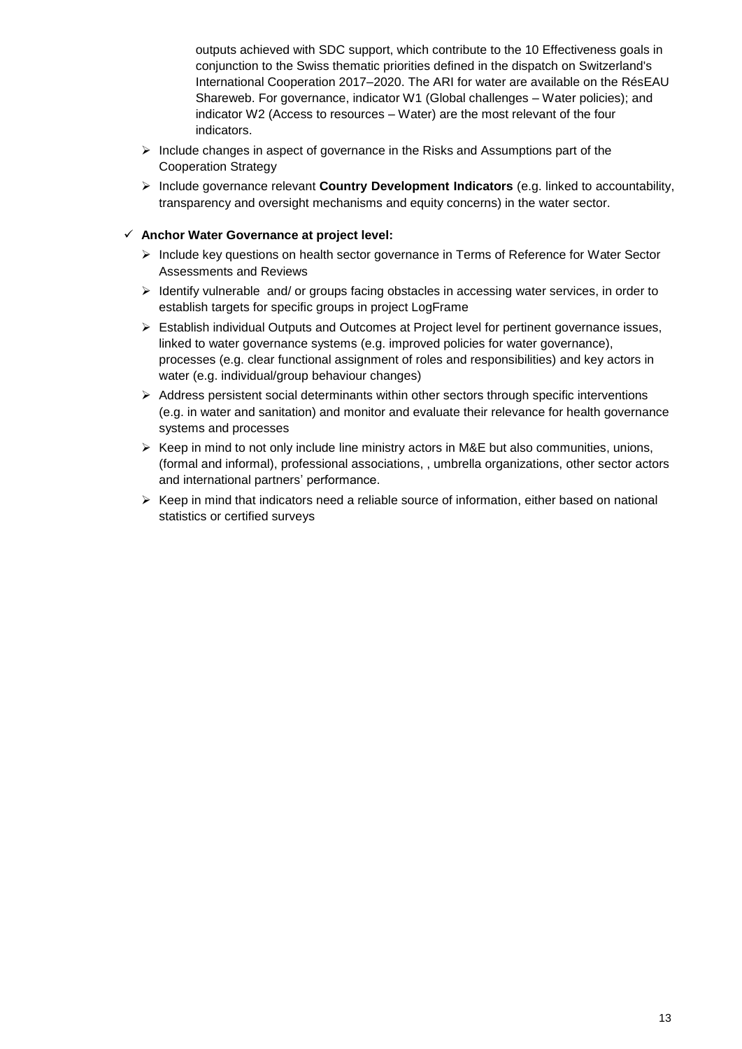outputs achieved with SDC support, which contribute to the 10 Effectiveness goals in conjunction to the Swiss thematic priorities defined in the dispatch on Switzerland's International Cooperation 2017–2020. The ARI for water are available on the RésEAU Shareweb. For governance, indicator W1 (Global challenges – Water policies); and indicator W2 (Access to resources – Water) are the most relevant of the four indicators.

- Include changes in aspect of governance in the Risks and Assumptions part of the Cooperation Strategy
- Include governance relevant **Country Development Indicators** (e.g. linked to accountability, transparency and oversight mechanisms and equity concerns) in the water sector.

✓ **Anchor Water Governance at project level:**

- Include key questions on health sector governance in Terms of Reference for Water Sector Assessments and Reviews
- Identify vulnerable and/ or groups facing obstacles in accessing water services, in order to establish targets for specific groups in project LogFrame
- Establish individual Outputs and Outcomes at Project level for pertinent governance issues, linked to water governance systems (e.g. improved policies for water governance), processes (e.g. clear functional assignment of roles and responsibilities) and key actors in water (e.g. individual/group behaviour changes)
- Address persistent social determinants within other sectors through specific interventions (e.g. in water and sanitation) and monitor and evaluate their relevance for health governance systems and processes
- Keep in mind to not only include line ministry actors in M&E but also communities, unions, (formal and informal), professional associations, , umbrella organizations, other sector actors and international partners' performance.
- Keep in mind that indicators need a reliable source of information, either based on national statistics or certified surveys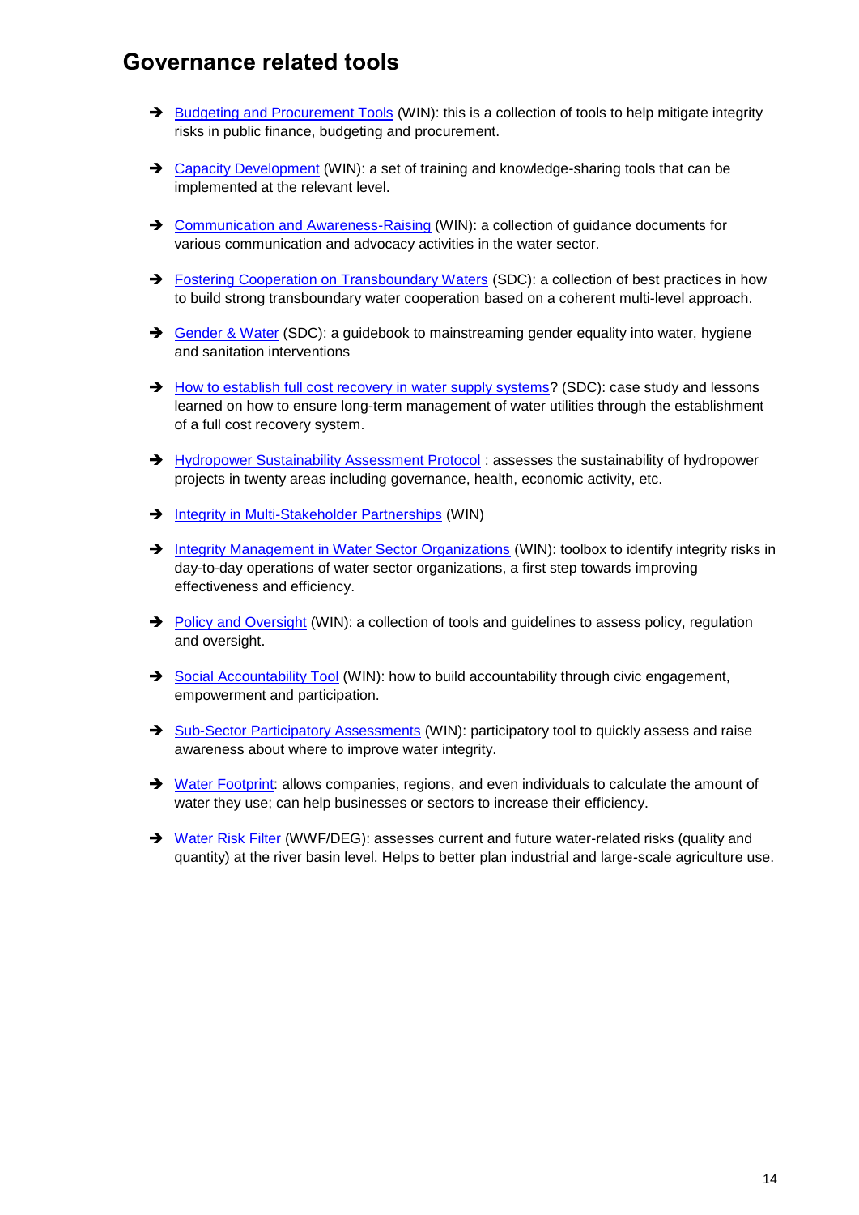## Governance related tools

- Budgeting and Procurement Tools (WIN): this is a collection of tools to help mitigate integrity risks in public finance, budgeting and procurement.
- Capacity Development (WIN): a set of training and knowledge-sharing tools that can be implemented at the relevant level.
- Communication and Awareness-Raising (WIN): a collection of guidance documents for various communication and advocacy activities in the water sector.
- Fostering Cooperation on Transboundary Waters (SDC): a collection of best practices in how to build strong transboundary water cooperation based on a coherent multi-level approach.
- Gender & Water (SDC): a guidebook to mainstreaming gender equality into water, hygiene and sanitation interventions
- How to establish full cost recovery in water supply systems? (SDC): case study and lessons learned on how to ensure long-term management of water utilities through the establishment of a full cost recovery system.
- Hydropower Sustainability Assessment Protocol : assesses the sustainability of hydropower projects in twenty areas including governance, health, economic activity, etc.
- Integrity in Multi-Stakeholder Partnerships (WIN)
- Integrity Management in Water Sector Organizations (WIN): toolbox to identify integrity risks in day-to-day operations of water sector organizations, a first step towards improving effectiveness and efficiency.
- Policy and Oversight (WIN): a collection of tools and guidelines to assess policy, regulation and oversight.
- Social Accountability Tool (WIN): how to build accountability through civic engagement, empowerment and participation.
- Sub-Sector Participatory Assessments (WIN): participatory tool to quickly assess and raise awareness about where to improve water integrity.
- Water Footprint: allows companies, regions, and even individuals to calculate the amount of water they use; can help businesses or sectors to increase their efficiency.
- Water Risk Filter (WWF/DEG): assesses current and future water-related risks (quality and quantity) at the river basin level. Helps to better plan industrial and large-scale agriculture use.